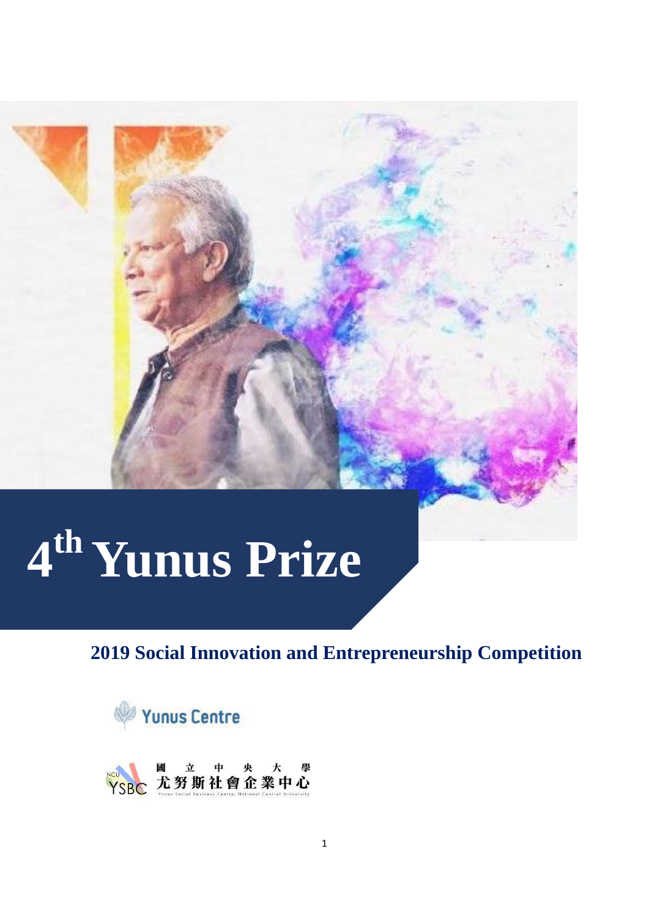# 4th Yunus Prize

## 2019 Social Innovation and Entrepreneurship Competition

Yunus Centre

國立中央大學
尤努斯社會企業中心
Yunus Social Business Centre, National Central University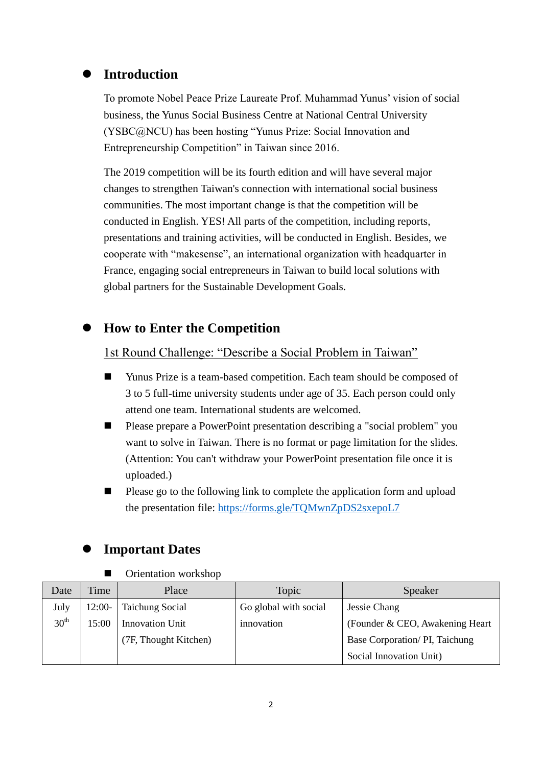## Introduction

To promote Nobel Peace Prize Laureate Prof. Muhammad Yunus' vision of social business, the Yunus Social Business Centre at National Central University (YSBC@NCU) has been hosting "Yunus Prize: Social Innovation and Entrepreneurship Competition" in Taiwan since 2016.

The 2019 competition will be its fourth edition and will have several major changes to strengthen Taiwan's connection with international social business communities. The most important change is that the competition will be conducted in English. YES! All parts of the competition, including reports, presentations and training activities, will be conducted in English. Besides, we cooperate with "makesense", an international organization with headquarter in France, engaging social entrepreneurs in Taiwan to build local solutions with global partners for the Sustainable Development Goals.

## How to Enter the Competition

1st Round Challenge: "Describe a Social Problem in Taiwan"

- Yunus Prize is a team-based competition. Each team should be composed of 3 to 5 full-time university students under age of 35. Each person could only attend one team. International students are welcomed.
- Please prepare a PowerPoint presentation describing a "social problem" you want to solve in Taiwan. There is no format or page limitation for the slides. (Attention: You can't withdraw your PowerPoint presentation file once it is uploaded.)
- Please go to the following link to complete the application form and upload the presentation file: https://forms.gle/TQMwnZpDS2sxepoL7

## Important Dates

- Orientation workshop

| Date | Time | Place | Topic | Speaker |
|---|---|---|---|---|
| July 30th | 12:00-15:00 | Taichung Social Innovation Unit (7F, Thought Kitchen) | Go global with social innovation | Jessie Chang (Founder & CEO, Awakening Heart Base Corporation/ PI, Taichung Social Innovation Unit) |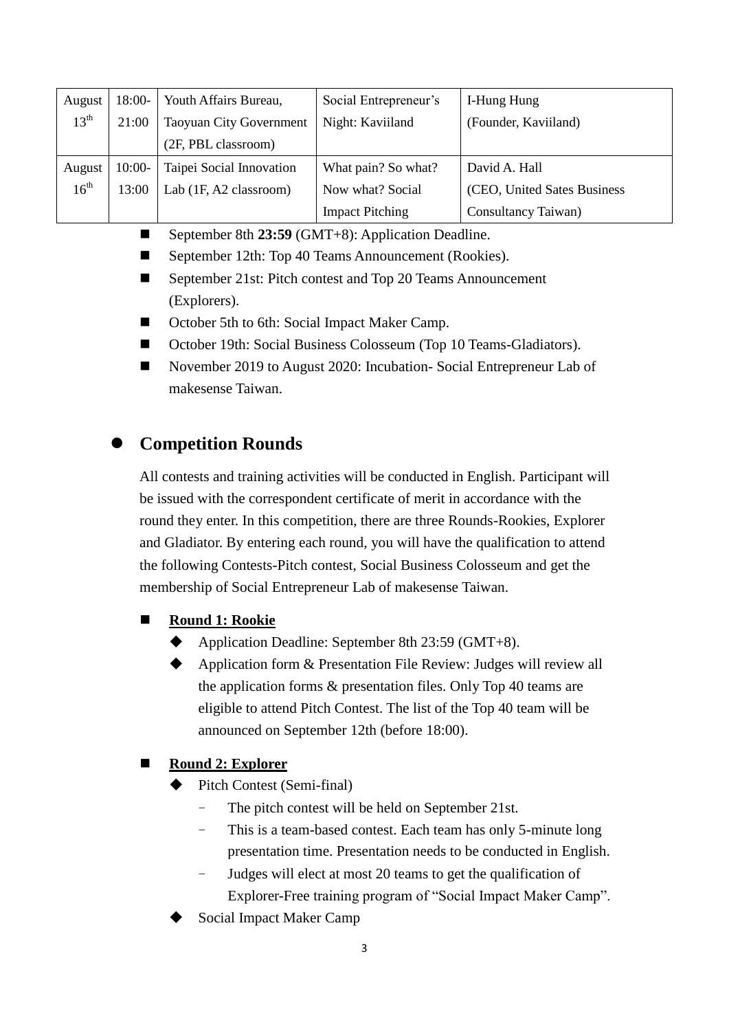| August 13th | 18:00-21:00 | Youth Affairs Bureau, Taoyuan City Government (2F, PBL classroom) | Social Entrepreneur's Night: Kaviiland | I-Hung Hung (Founder, Kaviiland) |
|---|---|---|---|---|
| August 16th | 10:00-13:00 | Taipei Social Innovation Lab (1F, A2 classroom) | What pain? So what? Now what? Social Impact Pitching | David A. Hall (CEO, United Sates Business Consultancy Taiwan) |

- September 8th **23:59** (GMT+8): Application Deadline.
- September 12th: Top 40 Teams Announcement (Rookies).
- September 21st: Pitch contest and Top 20 Teams Announcement (Explorers).
- October 5th to 6th: Social Impact Maker Camp.
- October 19th: Social Business Colosseum (Top 10 Teams-Gladiators).
- November 2019 to August 2020: Incubation- Social Entrepreneur Lab of makesense Taiwan.

## Competition Rounds

All contests and training activities will be conducted in English. Participant will be issued with the correspondent certificate of merit in accordance with the round they enter. In this competition, there are three Rounds-Rookies, Explorer and Gladiator. By entering each round, you will have the qualification to attend the following Contests-Pitch contest, Social Business Colosseum and get the membership of Social Entrepreneur Lab of makesense Taiwan.

- **Round 1: Rookie**
  - Application Deadline: September 8th 23:59 (GMT+8).
  - Application form & Presentation File Review: Judges will review all the application forms & presentation files. Only Top 40 teams are eligible to attend Pitch Contest. The list of the Top 40 team will be announced on September 12th (before 18:00).

- **Round 2: Explorer**
  - Pitch Contest (Semi-final)
    - The pitch contest will be held on September 21st.
    - This is a team-based contest. Each team has only 5-minute long presentation time. Presentation needs to be conducted in English.
    - Judges will elect at most 20 teams to get the qualification of Explorer-Free training program of "Social Impact Maker Camp".
  - Social Impact Maker Camp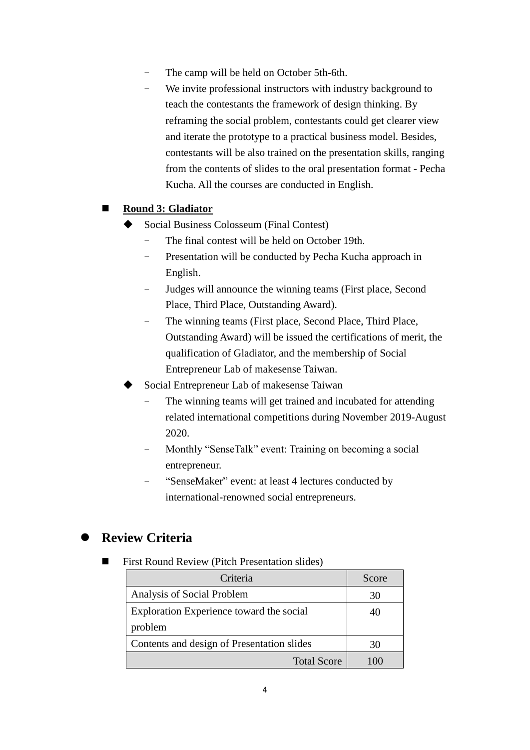- The camp will be held on October 5th-6th.
  - We invite professional instructors with industry background to teach the contestants the framework of design thinking. By reframing the social problem, contestants could get clearer view and iterate the prototype to a practical business model. Besides, contestants will be also trained on the presentation skills, ranging from the contents of slides to the oral presentation format - Pecha Kucha. All the courses are conducted in English.

- **<u>Round 3: Gladiator</u>**
  - Social Business Colosseum (Final Contest)
    - The final contest will be held on October 19th.
    - Presentation will be conducted by Pecha Kucha approach in English.
    - Judges will announce the winning teams (First place, Second Place, Third Place, Outstanding Award).
    - The winning teams (First place, Second Place, Third Place, Outstanding Award) will be issued the certifications of merit, the qualification of Gladiator, and the membership of Social Entrepreneur Lab of makesense Taiwan.
  - Social Entrepreneur Lab of makesense Taiwan
    - The winning teams will get trained and incubated for attending related international competitions during November 2019-August 2020.
    - Monthly "SenseTalk" event: Training on becoming a social entrepreneur.
    - "SenseMaker" event: at least 4 lectures conducted by international-renowned social entrepreneurs.

## Review Criteria

- First Round Review (Pitch Presentation slides)

| Criteria | Score |
|---|---|
| Analysis of Social Problem | 30 |
| Exploration Experience toward the social problem | 40 |
| Contents and design of Presentation slides | 30 |
| Total Score | 100 |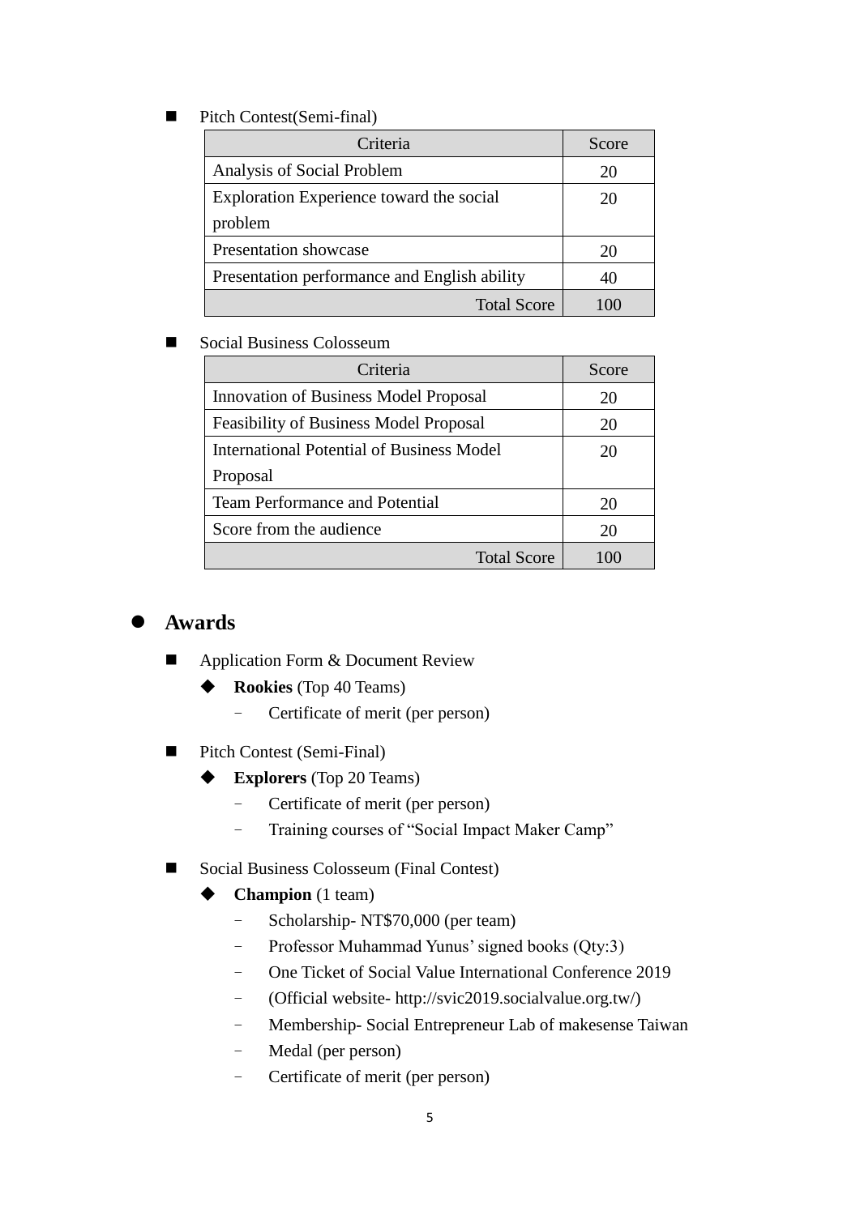- Pitch Contest(Semi-final)

| Criteria | Score |
|---|---|
| Analysis of Social Problem | 20 |
| Exploration Experience toward the social problem | 20 |
| Presentation showcase | 20 |
| Presentation performance and English ability | 40 |
| Total Score | 100 |

- Social Business Colosseum

| Criteria | Score |
|---|---|
| Innovation of Business Model Proposal | 20 |
| Feasibility of Business Model Proposal | 20 |
| International Potential of Business Model Proposal | 20 |
| Team Performance and Potential | 20 |
| Score from the audience | 20 |
| Total Score | 100 |

## Awards

- Application Form & Document Review
  - **Rookies** (Top 40 Teams)
    - Certificate of merit (per person)
- Pitch Contest (Semi-Final)
  - **Explorers** (Top 20 Teams)
    - Certificate of merit (per person)
    - Training courses of "Social Impact Maker Camp"
- Social Business Colosseum (Final Contest)
  - **Champion** (1 team)
    - Scholarship- NT$70,000 (per team)
    - Professor Muhammad Yunus' signed books (Qty:3)
    - One Ticket of Social Value International Conference 2019
    - (Official website- http://svic2019.socialvalue.org.tw/)
    - Membership- Social Entrepreneur Lab of makesense Taiwan
    - Medal (per person)
    - Certificate of merit (per person)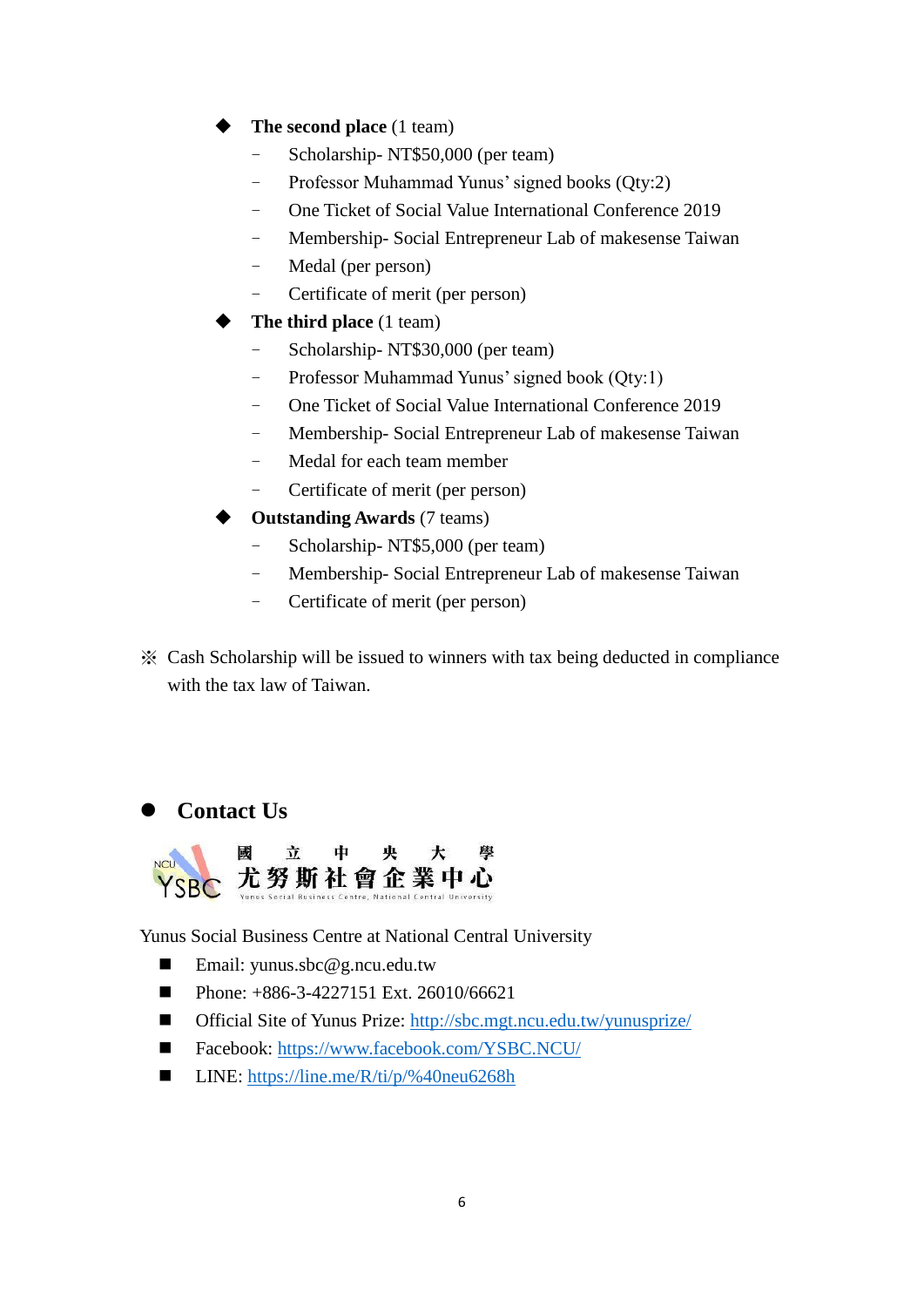- **The second place** (1 team)
  - Scholarship- NT$50,000 (per team)
  - Professor Muhammad Yunus' signed books (Qty:2)
  - One Ticket of Social Value International Conference 2019
  - Membership- Social Entrepreneur Lab of makesense Taiwan
  - Medal (per person)
  - Certificate of merit (per person)
- **The third place** (1 team)
  - Scholarship- NT$30,000 (per team)
  - Professor Muhammad Yunus' signed book (Qty:1)
  - One Ticket of Social Value International Conference 2019
  - Membership- Social Entrepreneur Lab of makesense Taiwan
  - Medal for each team member
  - Certificate of merit (per person)
- **Outstanding Awards** (7 teams)
  - Scholarship- NT$5,000 (per team)
  - Membership- Social Entrepreneur Lab of makesense Taiwan
  - Certificate of merit (per person)

※ Cash Scholarship will be issued to winners with tax being deducted in compliance with the tax law of Taiwan.

## Contact Us

NCU YSBC 國立中央大學 尤努斯社會企業中心 Yunus Social Business Centre, National Central University

Yunus Social Business Centre at National Central University

- Email: yunus.sbc@g.ncu.edu.tw
- Phone: +886-3-4227151 Ext. 26010/66621
- Official Site of Yunus Prize: http://sbc.mgt.ncu.edu.tw/yunusprize/
- Facebook: https://www.facebook.com/YSBC.NCU/
- LINE: https://line.me/R/ti/p/%40neu6268h